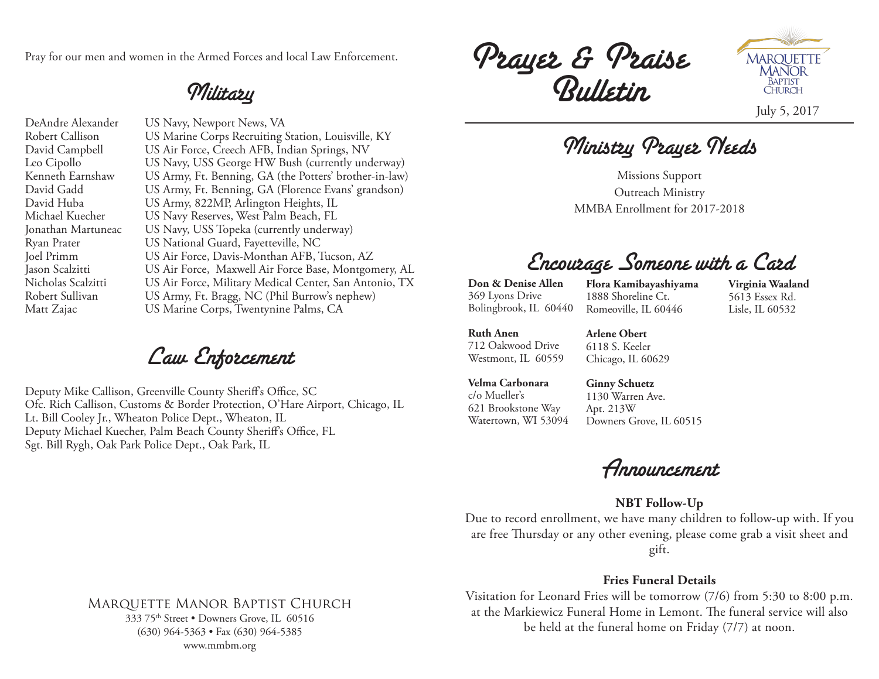Pray for our men and women in the Armed Forces and local Law Enforcement.

## Military

| | |
|---|---|
| DeAndre Alexander | US Navy, Newport News, VA |
| Robert Callison | US Marine Corps Recruiting Station, Louisville, KY |
| David Campbell | US Air Force, Creech AFB, Indian Springs, NV |
| Leo Cipollo | US Navy, USS George HW Bush (currently underway) |
| Kenneth Earnshaw | US Army, Ft. Benning, GA (the Potters' brother-in-law) |
| David Gadd | US Army, Ft. Benning, GA (Florence Evans' grandson) |
| David Huba | US Army, 822MP, Arlington Heights, IL |
| Michael Kuecher | US Navy Reserves, West Palm Beach, FL |
| Jonathan Martuneac | US Navy, USS Topeka (currently underway) |
| Ryan Prater | US National Guard, Fayetteville, NC |
| Joel Primm | US Air Force, Davis-Monthan AFB, Tucson, AZ |
| Jason Scalzitti | US Air Force, Maxwell Air Force Base, Montgomery, AL |
| Nicholas Scalzitti | US Air Force, Military Medical Center, San Antonio, TX |
| Robert Sullivan | US Army, Ft. Bragg, NC (Phil Burrow's nephew) |
| Matt Zajac | US Marine Corps, Twentynine Palms, CA |

## Law Enforcement

Deputy Mike Callison, Greenville County Sheriff's Office, SC
Ofc. Rich Callison, Customs & Border Protection, O'Hare Airport, Chicago, IL
Lt. Bill Cooley Jr., Wheaton Police Dept., Wheaton, IL
Deputy Michael Kuecher, Palm Beach County Sheriff's Office, FL
Sgt. Bill Rygh, Oak Park Police Dept., Oak Park, IL

Marquette Manor Baptist Church
333 75th Street • Downers Grove, IL 60516
(630) 964-5363 • Fax (630) 964-5385
www.mmbm.org

# Prayer & Praise Bulletin

Marquette Manor Baptist Church

July 5, 2017

## Ministry Prayer Needs

Missions Support
Outreach Ministry
MMBA Enrollment for 2017-2018

## Encourage Someone with a Card

**Don & Denise Allen**
369 Lyons Drive
Bolingbrook, IL 60440

**Flora Kamibayashiyama**
1888 Shoreline Ct.
Romeoville, IL 60446

**Virginia Waaland**
5613 Essex Rd.
Lisle, IL 60532

**Ruth Anen**
712 Oakwood Drive
Westmont, IL 60559

**Arlene Obert**
6118 S. Keeler
Chicago, IL 60629

**Velma Carbonara**
c/o Mueller's
621 Brookstone Way
Watertown, WI 53094

**Ginny Schuetz**
1130 Warren Ave.
Apt. 213W
Downers Grove, IL 60515

## Announcement

**NBT Follow-Up**

Due to record enrollment, we have many children to follow-up with. If you are free Thursday or any other evening, please come grab a visit sheet and gift.

**Fries Funeral Details**

Visitation for Leonard Fries will be tomorrow (7/6) from 5:30 to 8:00 p.m. at the Markiewicz Funeral Home in Lemont. The funeral service will also be held at the funeral home on Friday (7/7) at noon.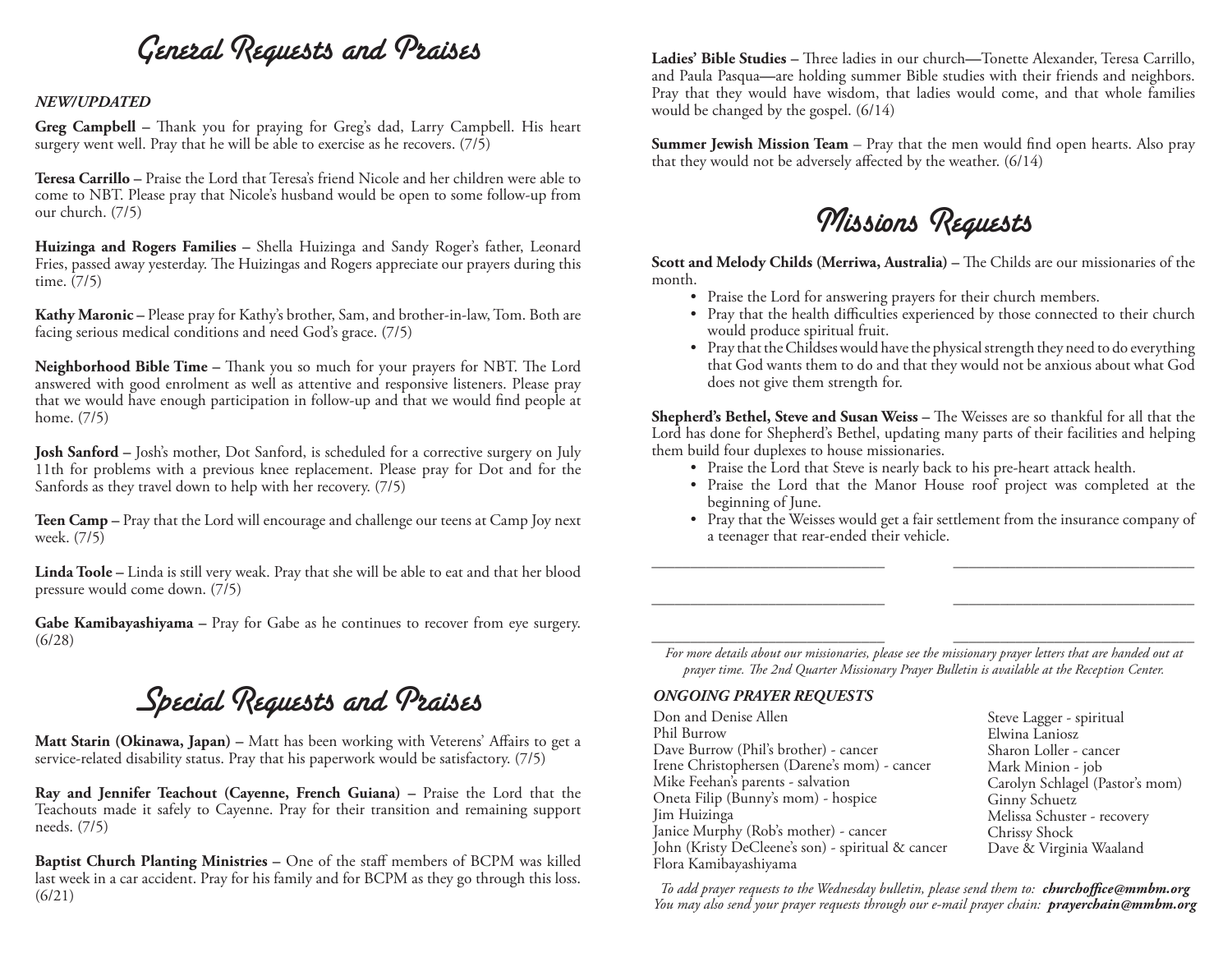# General Requests and Praises

***NEW/UPDATED***

**Greg Campbell –** Thank you for praying for Greg's dad, Larry Campbell. His heart surgery went well. Pray that he will be able to exercise as he recovers. (7/5)

**Teresa Carrillo –** Praise the Lord that Teresa's friend Nicole and her children were able to come to NBT. Please pray that Nicole's husband would be open to some follow-up from our church. (7/5)

**Huizinga and Rogers Families –** Shella Huizinga and Sandy Roger's father, Leonard Fries, passed away yesterday. The Huizingas and Rogers appreciate our prayers during this time. (7/5)

**Kathy Maronic –** Please pray for Kathy's brother, Sam, and brother-in-law, Tom. Both are facing serious medical conditions and need God's grace. (7/5)

**Neighborhood Bible Time –** Thank you so much for your prayers for NBT. The Lord answered with good enrolment as well as attentive and responsive listeners. Please pray that we would have enough participation in follow-up and that we would find people at home. (7/5)

**Josh Sanford –** Josh's mother, Dot Sanford, is scheduled for a corrective surgery on July 11th for problems with a previous knee replacement. Please pray for Dot and for the Sanfords as they travel down to help with her recovery. (7/5)

**Teen Camp –** Pray that the Lord will encourage and challenge our teens at Camp Joy next week. (7/5)

**Linda Toole –** Linda is still very weak. Pray that she will be able to eat and that her blood pressure would come down. (7/5)

**Gabe Kamibayashiyama –** Pray for Gabe as he continues to recover from eye surgery. (6/28)

# Special Requests and Praises

**Matt Starin (Okinawa, Japan) –** Matt has been working with Veterens' Affairs to get a service-related disability status. Pray that his paperwork would be satisfactory. (7/5)

**Ray and Jennifer Teachout (Cayenne, French Guiana) –** Praise the Lord that the Teachouts made it safely to Cayenne. Pray for their transition and remaining support needs. (7/5)

**Baptist Church Planting Ministries –** One of the staff members of BCPM was killed last week in a car accident. Pray for his family and for BCPM as they go through this loss. (6/21)

**Ladies' Bible Studies –** Three ladies in our church—Tonette Alexander, Teresa Carrillo, and Paula Pasqua—are holding summer Bible studies with their friends and neighbors. Pray that they would have wisdom, that ladies would come, and that whole families would be changed by the gospel. (6/14)

**Summer Jewish Mission Team** – Pray that the men would find open hearts. Also pray that they would not be adversely affected by the weather. (6/14)

# Missions Requests

**Scott and Melody Childs (Merriwa, Australia) –** The Childs are our missionaries of the month.

- Praise the Lord for answering prayers for their church members.
- Pray that the health difficulties experienced by those connected to their church would produce spiritual fruit.
- Pray that the Childses would have the physical strength they need to do everything that God wants them to do and that they would not be anxious about what God does not give them strength for.

**Shepherd's Bethel, Steve and Susan Weiss –** The Weisses are so thankful for all that the Lord has done for Shepherd's Bethel, updating many parts of their facilities and helping them build four duplexes to house missionaries.

- Praise the Lord that Steve is nearly back to his pre-heart attack health.
- Praise the Lord that the Manor House roof project was completed at the beginning of June.
- Pray that the Weisses would get a fair settlement from the insurance company of a teenager that rear-ended their vehicle.

_______________________________ _______________________________

_______________________________ _______________________________

_______________________________ _______________________________

*For more details about our missionaries, please see the missionary prayer letters that are handed out at prayer time. The 2nd Quarter Missionary Prayer Bulletin is available at the Reception Center.*

***ONGOING PRAYER REQUESTS***

Don and Denise Allen
Phil Burrow
Dave Burrow (Phil's brother) - cancer
Irene Christophersen (Darene's mom) - cancer
Mike Feehan's parents - salvation
Oneta Filip (Bunny's mom) - hospice
Jim Huizinga
Janice Murphy (Rob's mother) - cancer
John (Kristy DeCleene's son) - spiritual & cancer
Flora Kamibayashiyama
Steve Lagger - spiritual
Elwina Laniosz
Sharon Loller - cancer
Mark Minion - job
Carolyn Schlagel (Pastor's mom)
Ginny Schuetz
Melissa Schuster - recovery
Chrissy Shock
Dave & Virginia Waaland

*To add prayer requests to the Wednesday bulletin, please send them to:* ***churchoffice@mmbm.org***
*You may also send your prayer requests through our e-mail prayer chain:* ***prayerchain@mmbm.org***